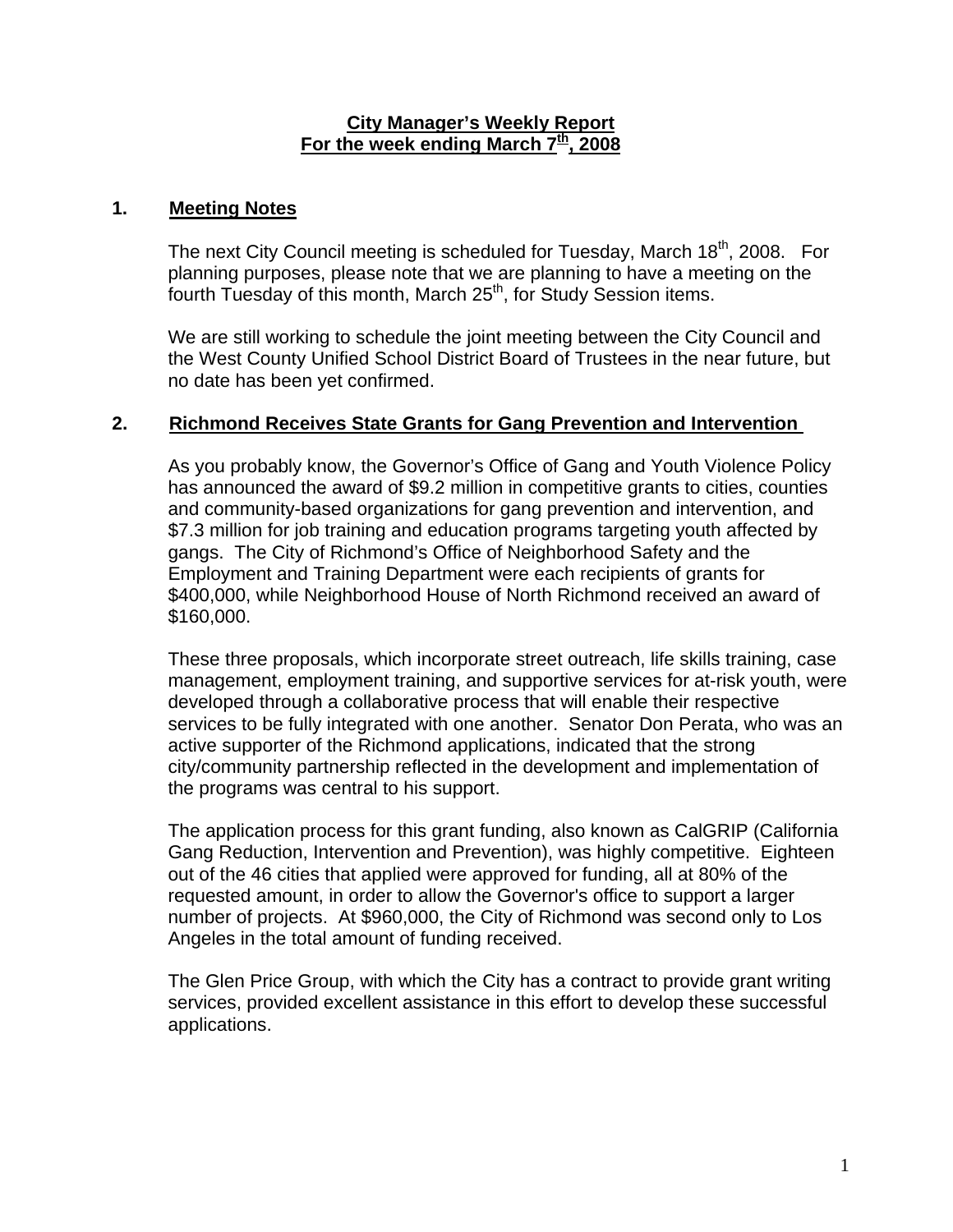# City Manager's Weekly Report
## For the week ending March 7th, 2008

### 1. Meeting Notes

The next City Council meeting is scheduled for Tuesday, March 18th, 2008. For planning purposes, please note that we are planning to have a meeting on the fourth Tuesday of this month, March 25th, for Study Session items.

We are still working to schedule the joint meeting between the City Council and the West County Unified School District Board of Trustees in the near future, but no date has been yet confirmed.

### 2. Richmond Receives State Grants for Gang Prevention and Intervention

As you probably know, the Governor's Office of Gang and Youth Violence Policy has announced the award of $9.2 million in competitive grants to cities, counties and community-based organizations for gang prevention and intervention, and $7.3 million for job training and education programs targeting youth affected by gangs. The City of Richmond's Office of Neighborhood Safety and the Employment and Training Department were each recipients of grants for $400,000, while Neighborhood House of North Richmond received an award of $160,000.

These three proposals, which incorporate street outreach, life skills training, case management, employment training, and supportive services for at-risk youth, were developed through a collaborative process that will enable their respective services to be fully integrated with one another. Senator Don Perata, who was an active supporter of the Richmond applications, indicated that the strong city/community partnership reflected in the development and implementation of the programs was central to his support.

The application process for this grant funding, also known as CalGRIP (California Gang Reduction, Intervention and Prevention), was highly competitive. Eighteen out of the 46 cities that applied were approved for funding, all at 80% of the requested amount, in order to allow the Governor's office to support a larger number of projects. At $960,000, the City of Richmond was second only to Los Angeles in the total amount of funding received.

The Glen Price Group, with which the City has a contract to provide grant writing services, provided excellent assistance in this effort to develop these successful applications.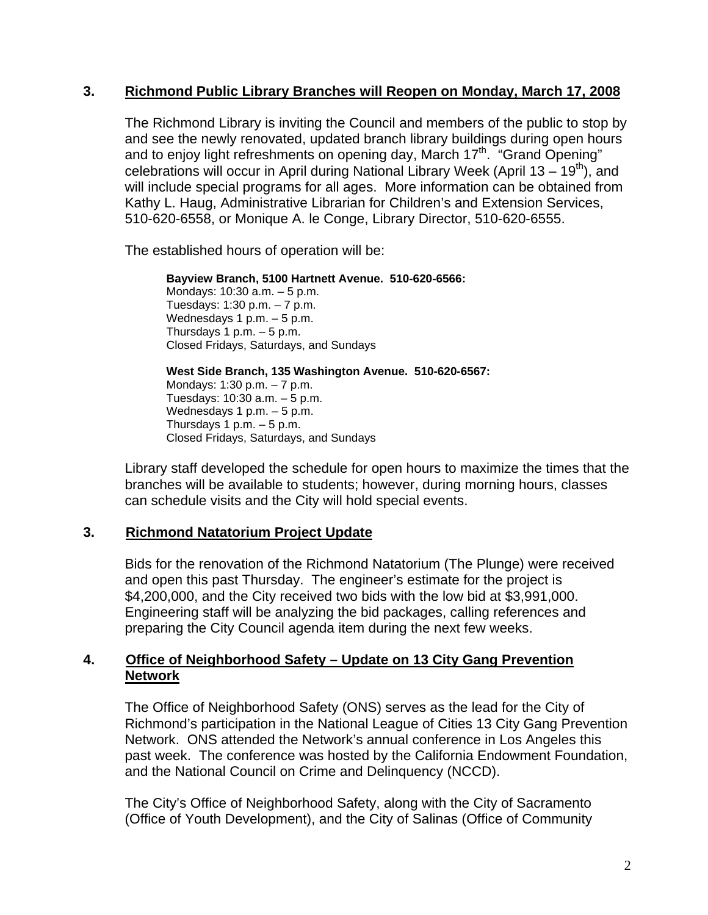## 3. Richmond Public Library Branches will Reopen on Monday, March 17, 2008

The Richmond Library is inviting the Council and members of the public to stop by and see the newly renovated, updated branch library buildings during open hours and to enjoy light refreshments on opening day, March 17th. "Grand Opening" celebrations will occur in April during National Library Week (April 13 – 19th), and will include special programs for all ages. More information can be obtained from Kathy L. Haug, Administrative Librarian for Children's and Extension Services, 510-620-6558, or Monique A. le Conge, Library Director, 510-620-6555.

The established hours of operation will be:

**Bayview Branch, 5100 Hartnett Avenue. 510-620-6566:**
Mondays: 10:30 a.m. – 5 p.m.
Tuesdays: 1:30 p.m. – 7 p.m.
Wednesdays 1 p.m. – 5 p.m.
Thursdays 1 p.m. – 5 p.m.
Closed Fridays, Saturdays, and Sundays

**West Side Branch, 135 Washington Avenue. 510-620-6567:**
Mondays: 1:30 p.m. – 7 p.m.
Tuesdays: 10:30 a.m. – 5 p.m.
Wednesdays 1 p.m. – 5 p.m.
Thursdays 1 p.m. – 5 p.m.
Closed Fridays, Saturdays, and Sundays

Library staff developed the schedule for open hours to maximize the times that the branches will be available to students; however, during morning hours, classes can schedule visits and the City will hold special events.

## 3. Richmond Natatorium Project Update

Bids for the renovation of the Richmond Natatorium (The Plunge) were received and open this past Thursday. The engineer's estimate for the project is $4,200,000, and the City received two bids with the low bid at $3,991,000. Engineering staff will be analyzing the bid packages, calling references and preparing the City Council agenda item during the next few weeks.

## 4. Office of Neighborhood Safety – Update on 13 City Gang Prevention Network

The Office of Neighborhood Safety (ONS) serves as the lead for the City of Richmond's participation in the National League of Cities 13 City Gang Prevention Network. ONS attended the Network's annual conference in Los Angeles this past week. The conference was hosted by the California Endowment Foundation, and the National Council on Crime and Delinquency (NCCD).

The City's Office of Neighborhood Safety, along with the City of Sacramento (Office of Youth Development), and the City of Salinas (Office of Community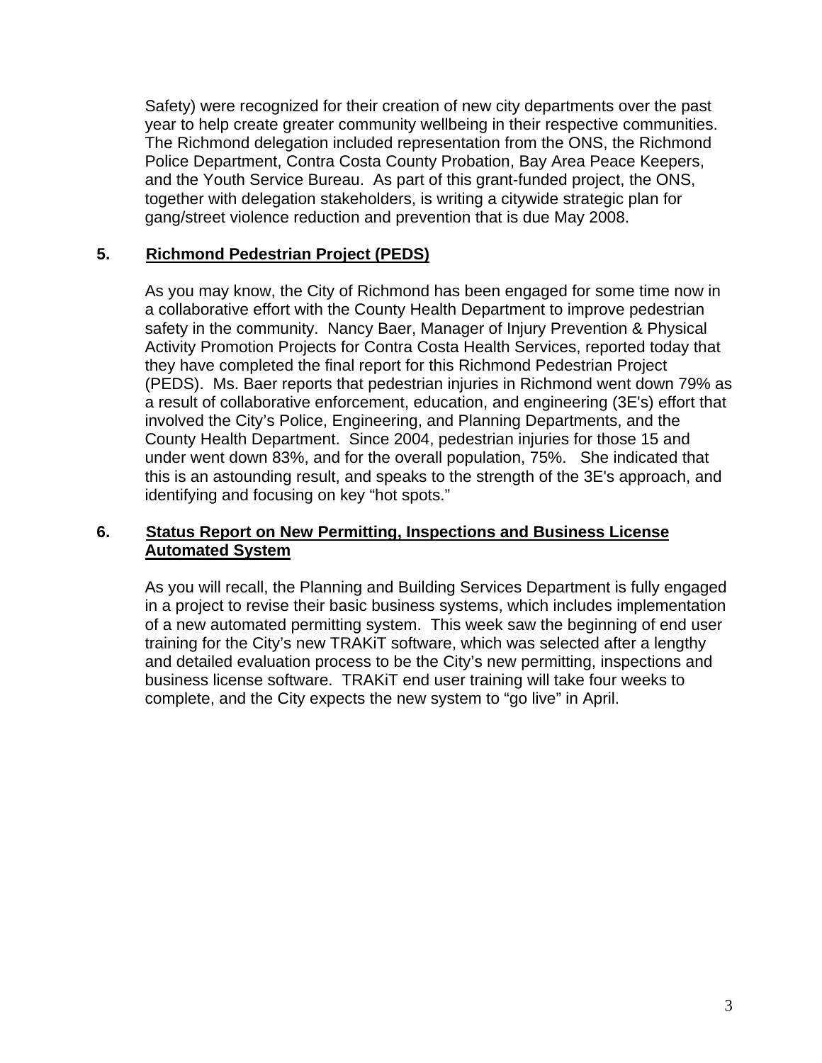Safety) were recognized for their creation of new city departments over the past year to help create greater community wellbeing in their respective communities. The Richmond delegation included representation from the ONS, the Richmond Police Department, Contra Costa County Probation, Bay Area Peace Keepers, and the Youth Service Bureau. As part of this grant-funded project, the ONS, together with delegation stakeholders, is writing a citywide strategic plan for gang/street violence reduction and prevention that is due May 2008.

## 5. Richmond Pedestrian Project (PEDS)

As you may know, the City of Richmond has been engaged for some time now in a collaborative effort with the County Health Department to improve pedestrian safety in the community. Nancy Baer, Manager of Injury Prevention & Physical Activity Promotion Projects for Contra Costa Health Services, reported today that they have completed the final report for this Richmond Pedestrian Project (PEDS). Ms. Baer reports that pedestrian injuries in Richmond went down 79% as a result of collaborative enforcement, education, and engineering (3E's) effort that involved the City's Police, Engineering, and Planning Departments, and the County Health Department. Since 2004, pedestrian injuries for those 15 and under went down 83%, and for the overall population, 75%. She indicated that this is an astounding result, and speaks to the strength of the 3E's approach, and identifying and focusing on key "hot spots."

## 6. Status Report on New Permitting, Inspections and Business License Automated System

As you will recall, the Planning and Building Services Department is fully engaged in a project to revise their basic business systems, which includes implementation of a new automated permitting system. This week saw the beginning of end user training for the City's new TRAKiT software, which was selected after a lengthy and detailed evaluation process to be the City's new permitting, inspections and business license software. TRAKiT end user training will take four weeks to complete, and the City expects the new system to "go live" in April.